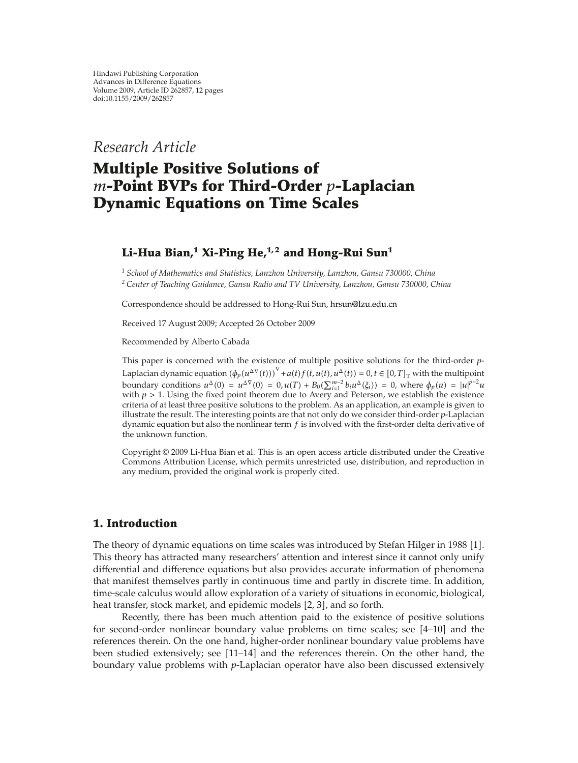Hindawi Publishing Corporation
Advances in Difference Equations
Volume 2009, Article ID 262857, 12 pages
doi:10.1155/2009/262857

*Research Article*

# Multiple Positive Solutions of $m$-Point BVPs for Third-Order $p$-Laplacian Dynamic Equations on Time Scales

**Li-Hua Bian,[1] Xi-Ping He,[1,2] and Hong-Rui Sun[1]**

[1] *School of Mathematics and Statistics, Lanzhou University, Lanzhou, Gansu 730000, China*
[2] *Center of Teaching Guidance, Gansu Radio and TV University, Lanzhou, Gansu 730000, China*

Correspondence should be addressed to Hong-Rui Sun, hrsun@lzu.edu.cn

Received 17 August 2009; Accepted 26 October 2009

Recommended by Alberto Cabada

This paper is concerned with the existence of multiple positive solutions for the third-order $p$-Laplacian dynamic equation $(\phi_p(u^{\Delta\nabla}(t)))^{\nabla} + a(t)f(t, u(t), u^{\Delta}(t)) = 0$, $t \in [0,T]_{\mathbb{T}}$ with the multipoint boundary conditions $u^{\Delta}(0) = u^{\Delta\nabla}(0) = 0$, $u(T) + B_0(\sum_{i=1}^{m-2} b_i u^{\Delta}(\xi_i)) = 0$, where $\phi_p(u) = |u|^{p-2}u$ with $p > 1$. Using the fixed point theorem due to Avery and Peterson, we establish the existence criteria of at least three positive solutions to the problem. As an application, an example is given to illustrate the result. The interesting points are that not only do we consider third-order $p$-Laplacian dynamic equation but also the nonlinear term $f$ is involved with the first-order delta derivative of the unknown function.

Copyright © 2009 Li-Hua Bian et al. This is an open access article distributed under the Creative Commons Attribution License, which permits unrestricted use, distribution, and reproduction in any medium, provided the original work is properly cited.

## 1. Introduction

The theory of dynamic equations on time scales was introduced by Stefan Hilger in 1988 [1]. This theory has attracted many researchers' attention and interest since it cannot only unify differential and difference equations but also provides accurate information of phenomena that manifest themselves partly in continuous time and partly in discrete time. In addition, time-scale calculus would allow exploration of a variety of situations in economic, biological, heat transfer, stock market, and epidemic models [2, 3], and so forth.

Recently, there has been much attention paid to the existence of positive solutions for second-order nonlinear boundary value problems on time scales; see [4–10] and the references therein. On the one hand, higher-order nonlinear boundary value problems have been studied extensively; see [11–14] and the references therein. On the other hand, the boundary value problems with $p$-Laplacian operator have also been discussed extensively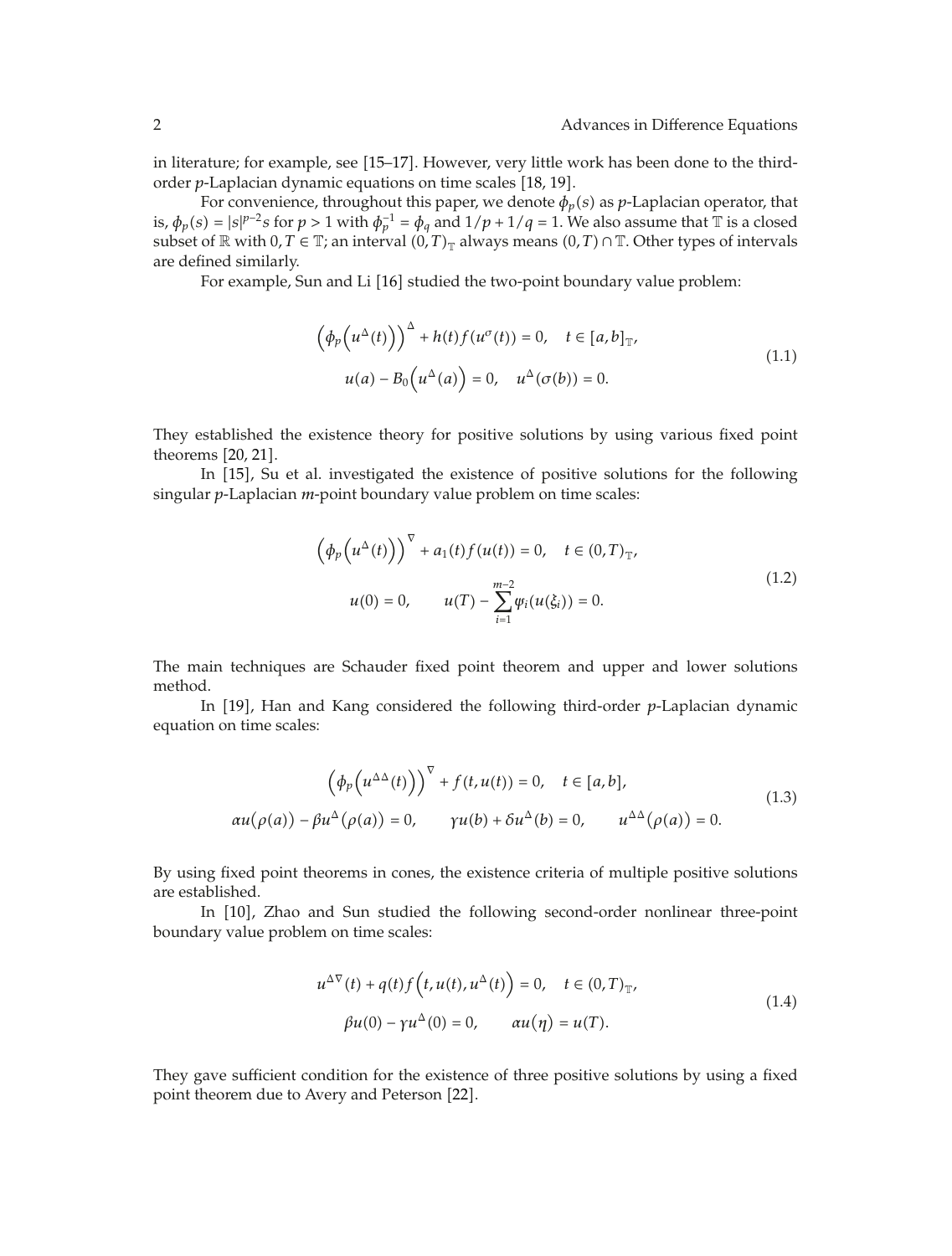in literature; for example, see [15–17]. However, very little work has been done to the third-order $p$-Laplacian dynamic equations on time scales [18, 19].

For convenience, throughout this paper, we denote $\phi_p(s)$ as $p$-Laplacian operator, that is, $\phi_p(s) = |s|^{p-2}s$ for $p > 1$ with $\phi_p^{-1} = \phi_q$ and $1/p + 1/q = 1$. We also assume that $\mathbb{T}$ is a closed subset of $\mathbb{R}$ with $0, T \in \mathbb{T}$; an interval $(0,T)_{\mathbb{T}}$ always means $(0,T) \cap \mathbb{T}$. Other types of intervals are defined similarly.

For example, Sun and Li [16] studied the two-point boundary value problem:

$$\begin{gathered}
\left(\phi_p\left(u^{\Delta}(t)\right)\right)^{\Delta} + h(t) f(u^{\sigma}(t)) = 0, \quad t \in [a,b]_{\mathbb{T}}, \\
u(a) - B_0\left(u^{\Delta}(a)\right) = 0, \quad u^{\Delta}(\sigma(b)) = 0.
\end{gathered} \tag{1.1}$$

They established the existence theory for positive solutions by using various fixed point theorems [20, 21].

In [15], Su et al. investigated the existence of positive solutions for the following singular $p$-Laplacian $m$-point boundary value problem on time scales:

$$\begin{gathered}
\left(\phi_p\left(u^{\Delta}(t)\right)\right)^{\nabla} + a_1(t) f(u(t)) = 0, \quad t \in (0,T)_{\mathbb{T}}, \\
u(0) = 0, \qquad u(T) - \sum_{i=1}^{m-2} \varphi_i(u(\xi_i)) = 0.
\end{gathered} \tag{1.2}$$

The main techniques are Schauder fixed point theorem and upper and lower solutions method.

In [19], Han and Kang considered the following third-order $p$-Laplacian dynamic equation on time scales:

$$\begin{gathered}
\left(\phi_p\left(u^{\Delta\Delta}(t)\right)\right)^{\nabla} + f(t, u(t)) = 0, \quad t \in [a,b], \\
\alpha u(\rho(a)) - \beta u^{\Delta}(\rho(a)) = 0, \qquad \gamma u(b) + \delta u^{\Delta}(b) = 0, \qquad u^{\Delta\Delta}(\rho(a)) = 0.
\end{gathered} \tag{1.3}$$

By using fixed point theorems in cones, the existence criteria of multiple positive solutions are established.

In [10], Zhao and Sun studied the following second-order nonlinear three-point boundary value problem on time scales:

$$\begin{gathered}
u^{\Delta\nabla}(t) + q(t) f\left(t, u(t), u^{\Delta}(t)\right) = 0, \quad t \in (0,T)_{\mathbb{T}}, \\
\beta u(0) - \gamma u^{\Delta}(0) = 0, \qquad \alpha u(\eta) = u(T).
\end{gathered} \tag{1.4}$$

They gave sufficient condition for the existence of three positive solutions by using a fixed point theorem due to Avery and Peterson [22].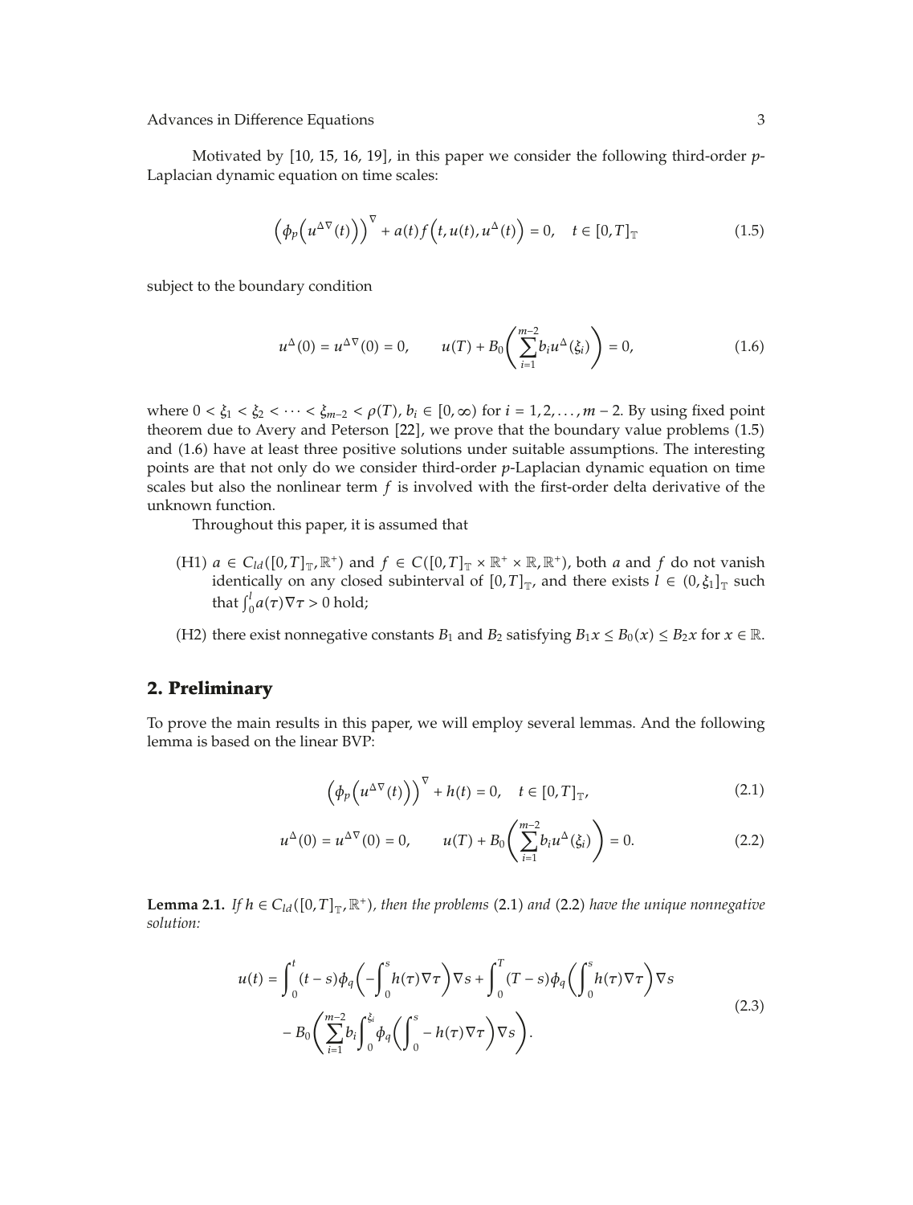Motivated by [10, 15, 16, 19], in this paper we consider the following third-order $p$-Laplacian dynamic equation on time scales:

$$\left(\phi_p\left(u^{\Delta\nabla}(t)\right)\right)^{\nabla} + a(t) f\left(t, u(t), u^{\Delta}(t)\right) = 0, \quad t \in [0,T]_{\mathbb{T}} \tag{1.5}$$

subject to the boundary condition

$$u^{\Delta}(0) = u^{\Delta\nabla}(0) = 0, \qquad u(T) + B_0\left(\sum_{i=1}^{m-2} b_i u^{\Delta}(\xi_i)\right) = 0, \tag{1.6}$$

where $0 < \xi_1 < \xi_2 < \cdots < \xi_{m-2} < \rho(T)$, $b_i \in [0,\infty)$ for $i = 1,2,\ldots,m-2$. By using fixed point theorem due to Avery and Peterson [22], we prove that the boundary value problems (1.5) and (1.6) have at least three positive solutions under suitable assumptions. The interesting points are that not only do we consider third-order $p$-Laplacian dynamic equation on time scales but also the nonlinear term $f$ is involved with the first-order delta derivative of the unknown function.

Throughout this paper, it is assumed that

(H1) $a \in C_{ld}([0,T]_{\mathbb{T}}, \mathbb{R}^+)$ and $f \in C([0,T]_{\mathbb{T}} \times \mathbb{R}^+ \times \mathbb{R}, \mathbb{R}^+)$, both $a$ and $f$ do not vanish identically on any closed subinterval of $[0,T]_{\mathbb{T}}$, and there exists $l \in (0,\xi_1]_{\mathbb{T}}$ such that $\int_0^l a(\tau)\nabla\tau > 0$ hold;

(H2) there exist nonnegative constants $B_1$ and $B_2$ satisfying $B_1 x \le B_0(x) \le B_2 x$ for $x \in \mathbb{R}$.

## 2. Preliminary

To prove the main results in this paper, we will employ several lemmas. And the following lemma is based on the linear BVP:

$$\left(\phi_p\left(u^{\Delta\nabla}(t)\right)\right)^{\nabla} + h(t) = 0, \quad t \in [0,T]_{\mathbb{T}}, \tag{2.1}$$

$$u^{\Delta}(0) = u^{\Delta\nabla}(0) = 0, \qquad u(T) + B_0\left(\sum_{i=1}^{m-2} b_i u^{\Delta}(\xi_i)\right) = 0. \tag{2.2}$$

**Lemma 2.1.** *If $h \in C_{ld}([0,T]_{\mathbb{T}}, \mathbb{R}^+)$, then the problems* (2.1) *and* (2.2) *have the unique nonnegative solution:*

$$\begin{aligned} u(t) = &\int_0^t (t-s)\phi_q\left(-\int_0^s h(\tau)\nabla\tau\right)\nabla s + \int_0^T (T-s)\phi_q\left(\int_0^s h(\tau)\nabla\tau\right)\nabla s \\ &- B_0\left(\sum_{i=1}^{m-2} b_i \int_0^{\xi_i} \phi_q\left(\int_0^s - h(\tau)\nabla\tau\right)\nabla s\right). \end{aligned} \tag{2.3}$$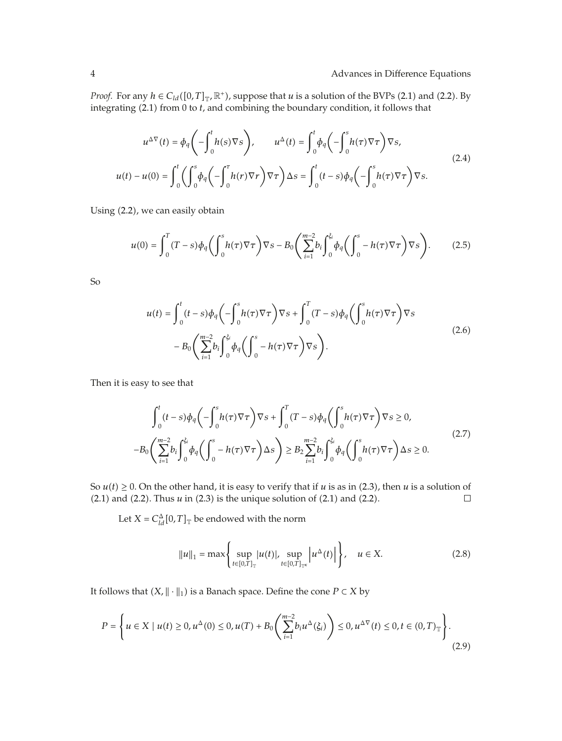*Proof.* For any $h \in C_{ld}([0,T]_{\mathbb{T}}, \mathbb{R}^+)$, suppose that $u$ is a solution of the BVPs (2.1) and (2.2). By integrating (2.1) from 0 to $t$, and combining the boundary condition, it follows that

$$
\begin{aligned}
u^{\Delta\nabla}(t) &= \phi_q\left(-\int_0^t h(s)\nabla s\right), \qquad u^{\Delta}(t) = \int_0^t \phi_q\left(-\int_0^s h(\tau)\nabla\tau\right)\nabla s, \\
u(t) - u(0) &= \int_0^t \left(\int_0^s \phi_q\left(-\int_0^\tau h(r)\nabla r\right)\nabla\tau\right)\Delta s = \int_0^t (t-s)\phi_q\left(-\int_0^s h(\tau)\nabla\tau\right)\nabla s.
\end{aligned}
\tag{2.4}
$$

Using (2.2), we can easily obtain

$$
u(0) = \int_0^T (T-s)\phi_q\left(\int_0^s h(\tau)\nabla\tau\right)\nabla s - B_0\left(\sum_{i=1}^{m-2} b_i \int_0^{\xi_i} \phi_q\left(\int_0^s -h(\tau)\nabla\tau\right)\nabla s\right).
\tag{2.5}
$$

So

$$
\begin{aligned}
u(t) = &\int_0^t (t-s)\phi_q\left(-\int_0^s h(\tau)\nabla\tau\right)\nabla s + \int_0^T (T-s)\phi_q\left(\int_0^s h(\tau)\nabla\tau\right)\nabla s \\
&- B_0\left(\sum_{i=1}^{m-2} b_i \int_0^{\xi_i} \phi_q\left(\int_0^s -h(\tau)\nabla\tau\right)\nabla s\right).
\end{aligned}
\tag{2.6}
$$

Then it is easy to see that

$$
\begin{aligned}
&\int_0^t (t-s)\phi_q\left(-\int_0^s h(\tau)\nabla\tau\right)\nabla s + \int_0^T (T-s)\phi_q\left(\int_0^s h(\tau)\nabla\tau\right)\nabla s \geq 0, \\
&-B_0\left(\sum_{i=1}^{m-2} b_i \int_0^{\xi_i} \phi_q\left(\int_0^s -h(\tau)\nabla\tau\right)\Delta s\right) \geq B_2 \sum_{i=1}^{m-2} b_i \int_0^{\xi_i} \phi_q\left(\int_0^s h(\tau)\nabla\tau\right)\Delta s \geq 0.
\end{aligned}
\tag{2.7}
$$

So $u(t) \geq 0$. On the other hand, it is easy to verify that if $u$ is as in (2.3), then $u$ is a solution of (2.1) and (2.2). Thus $u$ in (2.3) is the unique solution of (2.1) and (2.2). □

Let $X = C_{ld}^{\Delta}[0,T]_{\mathbb{T}}$ be endowed with the norm

$$
\|u\|_1 = \max\left\{\sup_{t\in[0,T]_{\mathbb{T}}} |u(t)|, \sup_{t\in[0,T]_{\mathbb{T}^\kappa}} \left|u^{\Delta}(t)\right|\right\}, \quad u \in X.
\tag{2.8}
$$

It follows that $(X, \|\cdot\|_1)$ is a Banach space. Define the cone $P \subset X$ by

$$
P = \left\{u \in X \mid u(t) \geq 0, u^{\Delta}(0) \leq 0, u(T) + B_0\left(\sum_{i=1}^{m-2} b_i u^{\Delta}(\xi_i)\right) \leq 0, u^{\Delta\nabla}(t) \leq 0, t \in (0,T)_{\mathbb{T}}\right\}.
\tag{2.9}
$$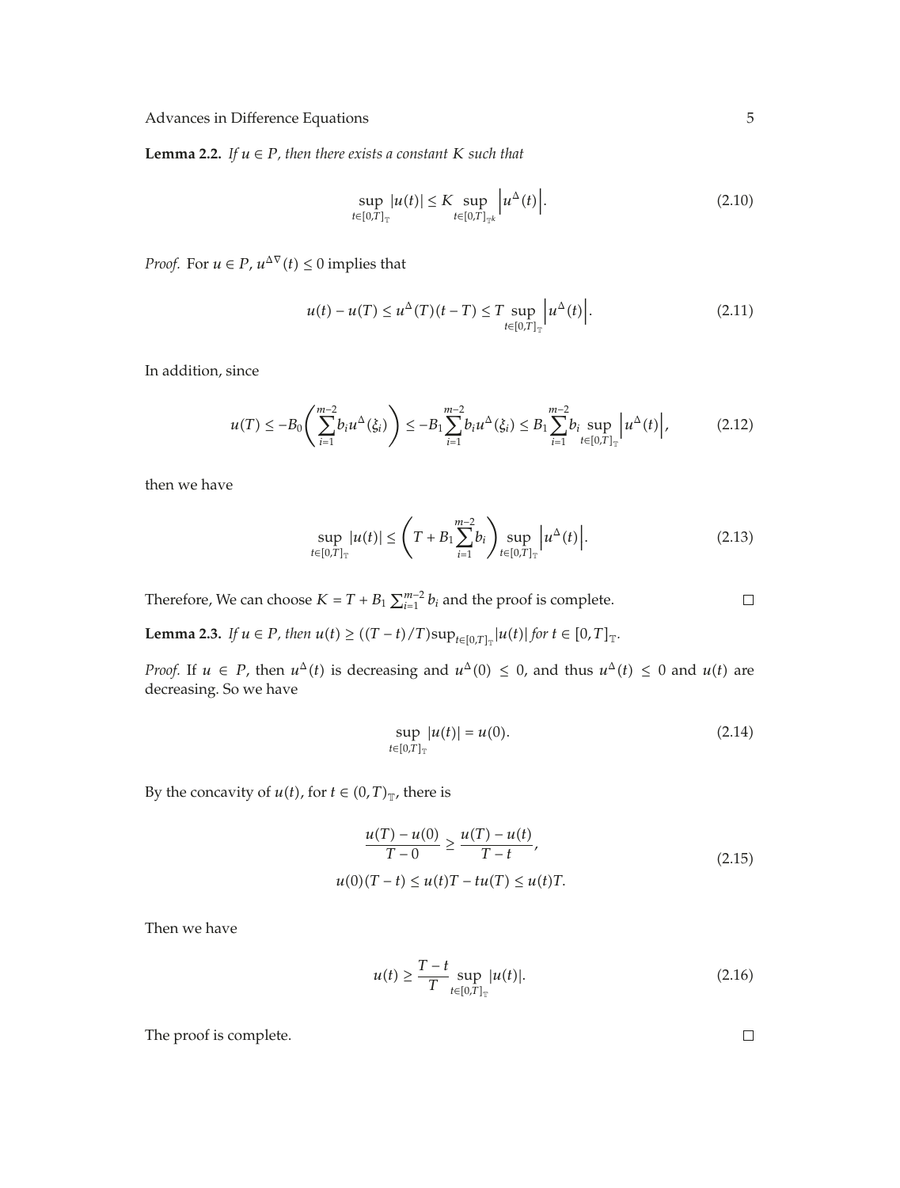**Lemma 2.2.** *If $u \in P$, then there exists a constant $K$ such that*

$$\sup_{t\in[0,T]_{\mathbb{T}}} |u(t)| \le K \sup_{t\in[0,T]_{\mathbb{T}^k}} \left|u^{\Delta}(t)\right|. \tag{2.10}$$

*Proof.* For $u \in P$, $u^{\Delta\nabla}(t) \le 0$ implies that

$$u(t) - u(T) \le u^{\Delta}(T)(t-T) \le T \sup_{t\in[0,T]_{\mathbb{T}}} \left|u^{\Delta}(t)\right|. \tag{2.11}$$

In addition, since

$$u(T) \le -B_0\left(\sum_{i=1}^{m-2} b_i u^{\Delta}(\xi_i)\right) \le -B_1\sum_{i=1}^{m-2} b_i u^{\Delta}(\xi_i) \le B_1\sum_{i=1}^{m-2} b_i \sup_{t\in[0,T]_{\mathbb{T}}} \left|u^{\Delta}(t)\right|, \tag{2.12}$$

then we have

$$\sup_{t\in[0,T]_{\mathbb{T}}} |u(t)| \le \left(T + B_1\sum_{i=1}^{m-2} b_i\right) \sup_{t\in[0,T]_{\mathbb{T}}} \left|u^{\Delta}(t)\right|. \tag{2.13}$$

Therefore, We can choose $K = T + B_1\sum_{i=1}^{m-2} b_i$ and the proof is complete. □

**Lemma 2.3.** *If $u \in P$, then $u(t) \ge ((T-t)/T)\sup_{t\in[0,T]_{\mathbb{T}}}|u(t)|$ for $t \in [0,T]_{\mathbb{T}}$.*

*Proof.* If $u \in P$, then $u^{\Delta}(t)$ is decreasing and $u^{\Delta}(0) \le 0$, and thus $u^{\Delta}(t) \le 0$ and $u(t)$ are decreasing. So we have

$$\sup_{t\in[0,T]_{\mathbb{T}}} |u(t)| = u(0). \tag{2.14}$$

By the concavity of $u(t)$, for $t \in (0,T)_{\mathbb{T}}$, there is

$$\begin{gathered}\frac{u(T) - u(0)}{T-0} \ge \frac{u(T) - u(t)}{T-t}, \\ u(0)(T-t) \le u(t)T - tu(T) \le u(t)T.\end{gathered} \tag{2.15}$$

Then we have

$$u(t) \ge \frac{T-t}{T} \sup_{t\in[0,T]_{\mathbb{T}}} |u(t)|. \tag{2.16}$$

The proof is complete. □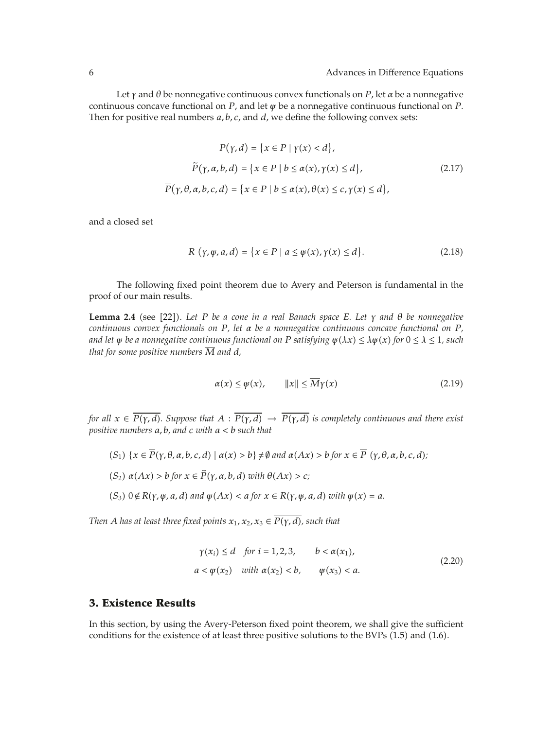Let $\gamma$ and $\theta$ be nonnegative continuous convex functionals on $P$, let $\alpha$ be a nonnegative continuous concave functional on $P$, and let $\psi$ be a nonnegative continuous functional on $P$. Then for positive real numbers $a, b, c$, and $d$, we define the following convex sets:

$$
\begin{gathered}
P(\gamma, d) = \{x \in P \mid \gamma(x) < d\}, \\
\widetilde{P}(\gamma, \alpha, b, d) = \{x \in P \mid b \leq \alpha(x), \gamma(x) \leq d\}, \\
\overline{P}(\gamma, \theta, \alpha, b, c, d) = \{x \in P \mid b \leq \alpha(x), \theta(x) \leq c, \gamma(x) \leq d\},
\end{gathered}
\tag{2.17}
$$

and a closed set

$$
R(\gamma, \psi, a, d) = \{x \in P \mid a \leq \psi(x), \gamma(x) \leq d\}. \tag{2.18}
$$

The following fixed point theorem due to Avery and Peterson is fundamental in the proof of our main results.

**Lemma 2.4** (see [22]). *Let $P$ be a cone in a real Banach space $E$. Let $\gamma$ and $\theta$ be nonnegative continuous convex functionals on $P$, let $\alpha$ be a nonnegative continuous concave functional on $P$, and let $\psi$ be a nonnegative continuous functional on $P$ satisfying $\psi(\lambda x) \leq \lambda \psi(x)$ for $0 \leq \lambda \leq 1$, such that for some positive numbers $\overline{M}$ and $d$,*

$$
\alpha(x) \leq \psi(x), \qquad \|x\| \leq \overline{M}\gamma(x) \tag{2.19}
$$

*for all $x \in \overline{P(\gamma, d)}$. Suppose that $A : \overline{P(\gamma, d)} \to \overline{P(\gamma, d)}$ is completely continuous and there exist positive numbers $a, b$, and $c$ with $a < b$ such that*

($S_1$) *$\{x \in \overline{P}(\gamma, \theta, \alpha, b, c, d) \mid \alpha(x) > b\} \neq \emptyset$ and $\alpha(Ax) > b$ for $x \in \overline{P}(\gamma, \theta, \alpha, b, c, d)$;*

($S_2$) *$\alpha(Ax) > b$ for $x \in \widetilde{P}(\gamma, \alpha, b, d)$ with $\theta(Ax) > c$;*

($S_3$) *$0 \notin R(\gamma, \psi, a, d)$ and $\psi(Ax) < a$ for $x \in R(\gamma, \psi, a, d)$ with $\psi(x) = a$.*

*Then $A$ has at least three fixed points $x_1, x_2, x_3 \in \overline{P(\gamma, d)}$, such that*

$$
\begin{gathered}
\gamma(x_i) \leq d \quad \text{for } i = 1, 2, 3, \qquad b < \alpha(x_1), \\
a < \psi(x_2) \quad \text{with } \alpha(x_2) < b, \qquad \psi(x_3) < a.
\end{gathered}
\tag{2.20}
$$

## 3. Existence Results

In this section, by using the Avery-Peterson fixed point theorem, we shall give the sufficient conditions for the existence of at least three positive solutions to the BVPs (1.5) and (1.6).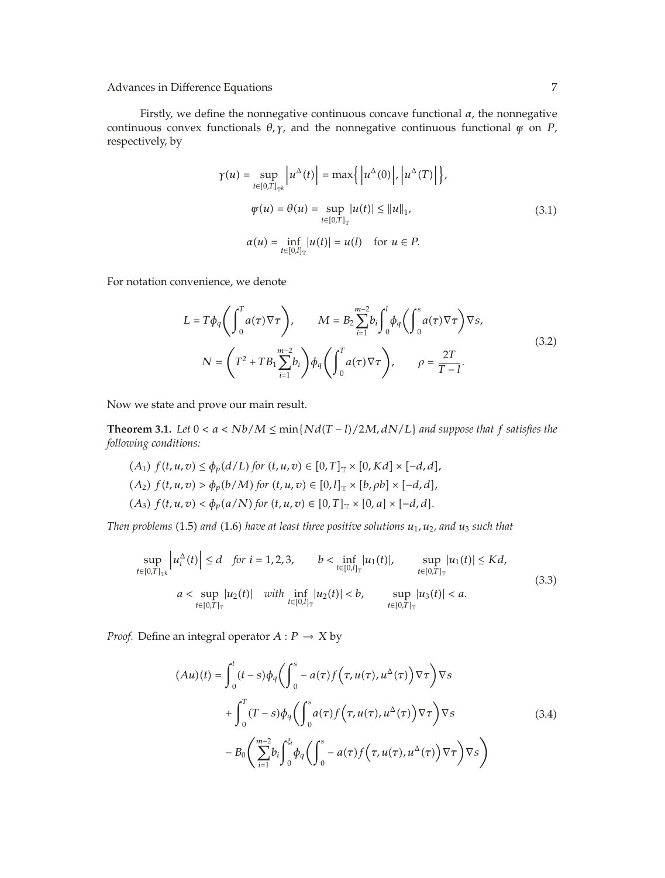Firstly, we define the nonnegative continuous concave functional $\alpha$, the nonnegative continuous convex functionals $\theta, \gamma$, and the nonnegative continuous functional $\psi$ on $P$, respectively, by

$$
\begin{gathered}
\gamma(u) = \sup_{t \in [0,T]_{\mathbb{T}^k}} \left| u^{\Delta}(t) \right| = \max\left\{ \left| u^{\Delta}(0) \right|, \left| u^{\Delta}(T) \right| \right\}, \\
\psi(u) = \theta(u) = \sup_{t \in [0,T]_{\mathbb{T}}} |u(t)| \le \|u\|_1, \\
\alpha(u) = \inf_{t \in [0,l]_{\mathbb{T}}} |u(t)| = u(l) \quad \text{for } u \in P.
\end{gathered}
\tag{3.1}
$$

For notation convenience, we denote

$$
\begin{gathered}
L = T\phi_q\left( \int_0^T a(\tau)\nabla\tau \right), \qquad M = B_2 \sum_{i=1}^{m-2} b_i \int_0^l \phi_q\left( \int_0^s a(\tau)\nabla\tau \right)\nabla s, \\
N = \left( T^2 + TB_1 \sum_{i=1}^{m-2} b_i \right) \phi_q\left( \int_0^T a(\tau)\nabla\tau \right), \qquad \rho = \frac{2T}{T-l}.
\end{gathered}
\tag{3.2}
$$

Now we state and prove our main result.

**Theorem 3.1.** *Let $0 < a < Nb/M \le \min\{Nd(T-l)/2M, dN/L\}$ and suppose that $f$ satisfies the following conditions:*

$(A_1)$ *$f(t,u,v) \le \phi_p(d/L)$ for $(t,u,v) \in [0,T]_{\mathbb{T}} \times [0,Kd] \times [-d,d]$,*

$(A_2)$ *$f(t,u,v) > \phi_p(b/M)$ for $(t,u,v) \in [0,l]_{\mathbb{T}} \times [b,\rho b] \times [-d,d]$,*

$(A_3)$ *$f(t,u,v) < \phi_p(a/N)$ for $(t,u,v) \in [0,T]_{\mathbb{T}} \times [0,a] \times [-d,d]$.*

*Then problems (1.5) and (1.6) have at least three positive solutions $u_1, u_2$, and $u_3$ such that*

$$
\begin{gathered}
\sup_{t \in [0,T]_{\mathbb{T}^k}} \left| u_i^{\Delta}(t) \right| \le d \quad \text{for } i = 1,2,3, \qquad b < \inf_{t \in [0,l]_{\mathbb{T}}} |u_1(t)|, \qquad \sup_{t \in [0,T]_{\mathbb{T}}} |u_1(t)| \le Kd, \\
a < \sup_{t \in [0,T]_{\mathbb{T}}} |u_2(t)| \quad \text{with} \ \inf_{t \in [0,l]_{\mathbb{T}}} |u_2(t)| < b, \qquad \sup_{t \in [0,T]_{\mathbb{T}}} |u_3(t)| < a.
\end{gathered}
\tag{3.3}
$$

*Proof.* Define an integral operator $A : P \to X$ by

$$
\begin{aligned}
(Au)(t) = &\int_0^t (t-s)\phi_q\left( \int_0^s -a(\tau) f\left(\tau, u(\tau), u^{\Delta}(\tau)\right)\nabla\tau \right)\nabla s \\
&+ \int_0^T (T-s)\phi_q\left( \int_0^s a(\tau) f\left(\tau, u(\tau), u^{\Delta}(\tau)\right)\nabla\tau \right)\nabla s \\
&- B_0\left( \sum_{i=1}^{m-2} b_i \int_0^{\xi_i} \phi_q\left( \int_0^s -a(\tau) f\left(\tau, u(\tau), u^{\Delta}(\tau)\right)\nabla\tau \right)\nabla s \right)
\end{aligned}
\tag{3.4}
$$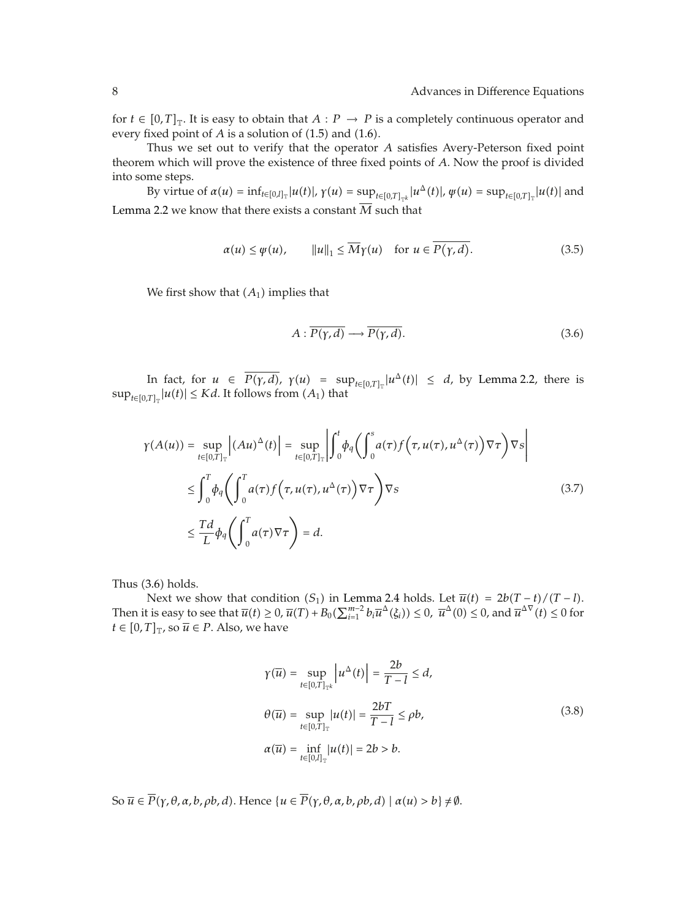for $t \in [0,T]_{\mathbb{T}}$. It is easy to obtain that $A : P \to P$ is a completely continuous operator and every fixed point of $A$ is a solution of (1.5) and (1.6).

Thus we set out to verify that the operator $A$ satisfies Avery-Peterson fixed point theorem which will prove the existence of three fixed points of $A$. Now the proof is divided into some steps.

By virtue of $\alpha(u) = \inf_{t\in[0,l]_{\mathbb{T}}}|u(t)|$, $\gamma(u) = \sup_{t\in[0,T]_{\mathbb{T}^k}}|u^{\Delta}(t)|$, $\psi(u) = \sup_{t\in[0,T]_{\mathbb{T}}}|u(t)|$ and Lemma 2.2 we know that there exists a constant $\overline{M}$ such that

$$\alpha(u) \le \psi(u), \qquad \|u\|_1 \le \overline{M}\gamma(u) \quad \text{for } u \in \overline{P(\gamma, d)}. \tag{3.5}$$

We first show that $(A_1)$ implies that

$$A : \overline{P(\gamma, d)} \longrightarrow \overline{P(\gamma, d)}. \tag{3.6}$$

In fact, for $u \in \overline{P(\gamma, d)}$, $\gamma(u) = \sup_{t\in[0,T]_{\mathbb{T}}}|u^{\Delta}(t)| \le d$, by Lemma 2.2, there is $\sup_{t\in[0,T]_{\mathbb{T}}}|u(t)| \le Kd$. It follows from $(A_1)$ that

$$\begin{aligned}
\gamma(A(u)) = \sup_{t\in[0,T]_{\mathbb{T}}}\left|(Au)^{\Delta}(t)\right| &= \sup_{t\in[0,T]_{\mathbb{T}}}\left|\int_0^t \phi_q\left(\int_0^s a(\tau) f\left(\tau, u(\tau), u^{\Delta}(\tau)\right)\nabla\tau\right)\nabla s\right| \\
&\le \int_0^T \phi_q\left(\int_0^T a(\tau) f\left(\tau, u(\tau), u^{\Delta}(\tau)\right)\nabla\tau\right)\nabla s \\
&\le \frac{Td}{L}\phi_q\left(\int_0^T a(\tau)\nabla\tau\right) = d.
\end{aligned} \tag{3.7}$$

Thus (3.6) holds.

Next we show that condition $(S_1)$ in Lemma 2.4 holds. Let $\overline{u}(t) = 2b(T-t)/(T-l)$. Then it is easy to see that $\overline{u}(t) \ge 0$, $\overline{u}(T) + B_0(\sum_{i=1}^{m-2} b_i \overline{u}^{\Delta}(\xi_i)) \le 0$, $\overline{u}^{\Delta}(0) \le 0$, and $\overline{u}^{\Delta\nabla}(t) \le 0$ for $t \in [0,T]_{\mathbb{T}}$, so $\overline{u} \in P$. Also, we have

$$\begin{aligned}
\gamma(\overline{u}) &= \sup_{t\in[0,T]_{\mathbb{T}^k}}\left|u^{\Delta}(t)\right| = \frac{2b}{T-l} \le d, \\
\theta(\overline{u}) &= \sup_{t\in[0,T]_{\mathbb{T}}}|u(t)| = \frac{2bT}{T-l} \le \rho b, \\
\alpha(\overline{u}) &= \inf_{t\in[0,l]_{\mathbb{T}}}|u(t)| = 2b > b.
\end{aligned} \tag{3.8}$$

So $\overline{u} \in \overline{P}(\gamma, \theta, \alpha, b, \rho b, d)$. Hence $\{u \in \overline{P}(\gamma, \theta, \alpha, b, \rho b, d) \mid \alpha(u) > b\} \neq \emptyset$.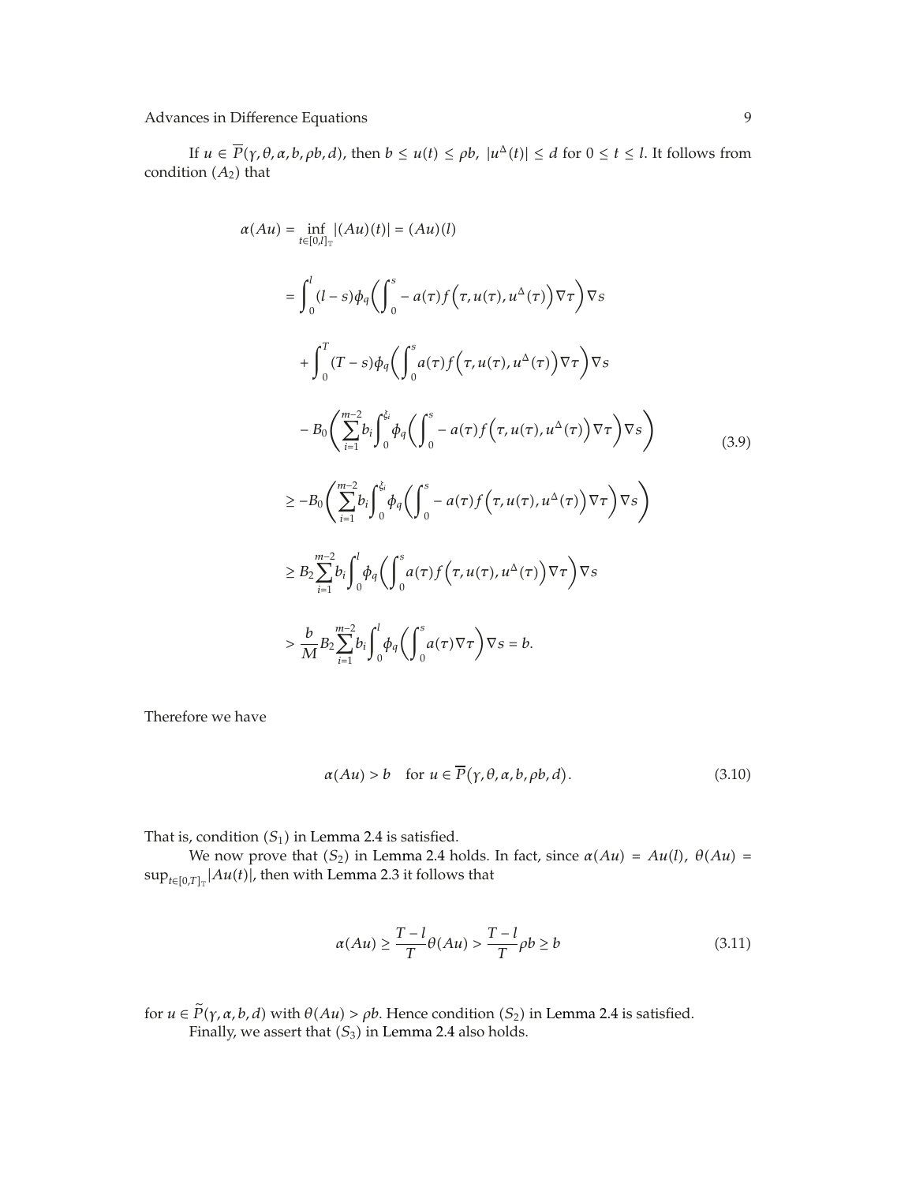If $u \in \overline{P}(\gamma, \theta, \alpha, b, \rho b, d)$, then $b \le u(t) \le \rho b$, $|u^{\Delta}(t)| \le d$ for $0 \le t \le l$. It follows from condition $(A_2)$ that

$$
\begin{aligned}
\alpha(Au) &= \inf_{t \in [0,l]_{\mathbb{T}}} |(Au)(t)| = (Au)(l) \\
&= \int_0^l (l-s)\phi_q\left(\int_0^s -a(\tau) f\left(\tau, u(\tau), u^{\Delta}(\tau)\right)\nabla\tau\right)\nabla s \\
&\quad + \int_0^T (T-s)\phi_q\left(\int_0^s a(\tau) f\left(\tau, u(\tau), u^{\Delta}(\tau)\right)\nabla\tau\right)\nabla s \\
&\quad - B_0\left(\sum_{i=1}^{m-2} b_i \int_0^{\xi_i} \phi_q\left(\int_0^s -a(\tau) f\left(\tau, u(\tau), u^{\Delta}(\tau)\right)\nabla\tau\right)\nabla s\right) \\
&\ge -B_0\left(\sum_{i=1}^{m-2} b_i \int_0^{\xi_i} \phi_q\left(\int_0^s -a(\tau) f\left(\tau, u(\tau), u^{\Delta}(\tau)\right)\nabla\tau\right)\nabla s\right) \\
&\ge B_2 \sum_{i=1}^{m-2} b_i \int_0^l \phi_q\left(\int_0^s a(\tau) f\left(\tau, u(\tau), u^{\Delta}(\tau)\right)\nabla\tau\right)\nabla s \\
&> \frac{b}{M} B_2 \sum_{i=1}^{m-2} b_i \int_0^l \phi_q\left(\int_0^s a(\tau)\nabla\tau\right)\nabla s = b.
\end{aligned}
\tag{3.9}
$$

Therefore we have

$$
\alpha(Au) > b \quad \text{for } u \in \overline{P}(\gamma, \theta, \alpha, b, \rho b, d). \tag{3.10}
$$

That is, condition $(S_1)$ in Lemma 2.4 is satisfied.

We now prove that $(S_2)$ in Lemma 2.4 holds. In fact, since $\alpha(Au) = Au(l)$, $\theta(Au) = \sup_{t \in [0,T]_{\mathbb{T}}} |Au(t)|$, then with Lemma 2.3 it follows that

$$
\alpha(Au) \ge \frac{T-l}{T}\theta(Au) > \frac{T-l}{T}\rho b \ge b \tag{3.11}
$$

for $u \in \widetilde{P}(\gamma, \alpha, b, d)$ with $\theta(Au) > \rho b$. Hence condition $(S_2)$ in Lemma 2.4 is satisfied.

Finally, we assert that $(S_3)$ in Lemma 2.4 also holds.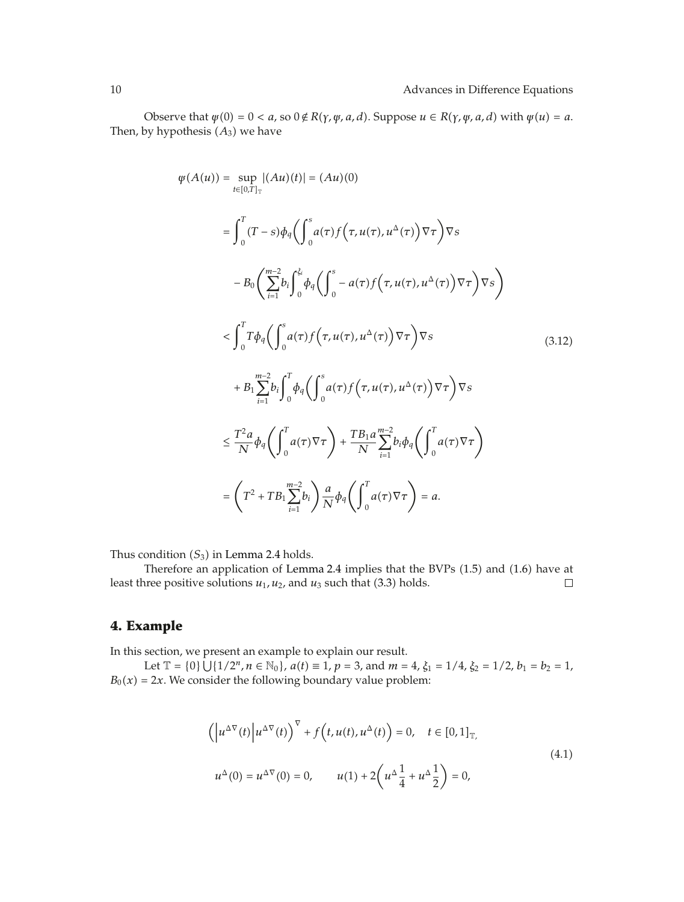Observe that $\psi(0) = 0 < a$, so $0 \notin R(\gamma, \psi, a, d)$. Suppose $u \in R(\gamma, \psi, a, d)$ with $\psi(u) = a$. Then, by hypothesis $(A_3)$ we have

$$
\begin{aligned}
\psi(A(u)) &= \sup_{t\in[0,T]_{\mathbb{T}}} |(Au)(t)| = (Au)(0) \\
&= \int_0^T (T-s)\phi_q\left(\int_0^s a(\tau) f\left(\tau, u(\tau), u^{\Delta}(\tau)\right)\nabla\tau\right)\nabla s \\
&\quad - B_0\left(\sum_{i=1}^{m-2} b_i \int_0^{\xi_i} \phi_q\left(\int_0^s - a(\tau) f\left(\tau, u(\tau), u^{\Delta}(\tau)\right)\nabla\tau\right)\nabla s\right) \\
&< \int_0^T T\phi_q\left(\int_0^s a(\tau) f\left(\tau, u(\tau), u^{\Delta}(\tau)\right)\nabla\tau\right)\nabla s \\
&\quad + B_1 \sum_{i=1}^{m-2} b_i \int_0^T \phi_q\left(\int_0^s a(\tau) f\left(\tau, u(\tau), u^{\Delta}(\tau)\right)\nabla\tau\right)\nabla s \\
&\le \frac{T^2 a}{N}\phi_q\left(\int_0^T a(\tau)\nabla\tau\right) + \frac{TB_1 a}{N}\sum_{i=1}^{m-2} b_i \phi_q\left(\int_0^T a(\tau)\nabla\tau\right) \\
&= \left(T^2 + TB_1 \sum_{i=1}^{m-2} b_i\right)\frac{a}{N}\phi_q\left(\int_0^T a(\tau)\nabla\tau\right) = a.
\end{aligned}
\tag{3.12}
$$

Thus condition $(S_3)$ in Lemma 2.4 holds.

Therefore an application of Lemma 2.4 implies that the BVPs (1.5) and (1.6) have at least three positive solutions $u_1, u_2$, and $u_3$ such that (3.3) holds. □

## 4. Example

In this section, we present an example to explain our result.

Let $\mathbb{T} = \{0\} \bigcup \{1/2^n, n \in \mathbb{N}_0\}$, $a(t) \equiv 1$, $p = 3$, and $m = 4$, $\xi_1 = 1/4$, $\xi_2 = 1/2$, $b_1 = b_2 = 1$, $B_0(x) = 2x$. We consider the following boundary value problem:

$$
\begin{aligned}
&\left(\left|u^{\Delta\nabla}(t)\right| u^{\Delta\nabla}(t)\right)^{\nabla} + f\left(t, u(t), u^{\Delta}(t)\right) = 0, \quad t \in [0,1]_{\mathbb{T}}, \\
&u^{\Delta}(0) = u^{\Delta\nabla}(0) = 0, \qquad u(1) + 2\left(u^{\Delta}\frac{1}{4} + u^{\Delta}\frac{1}{2}\right) = 0,
\end{aligned}
\tag{4.1}
$$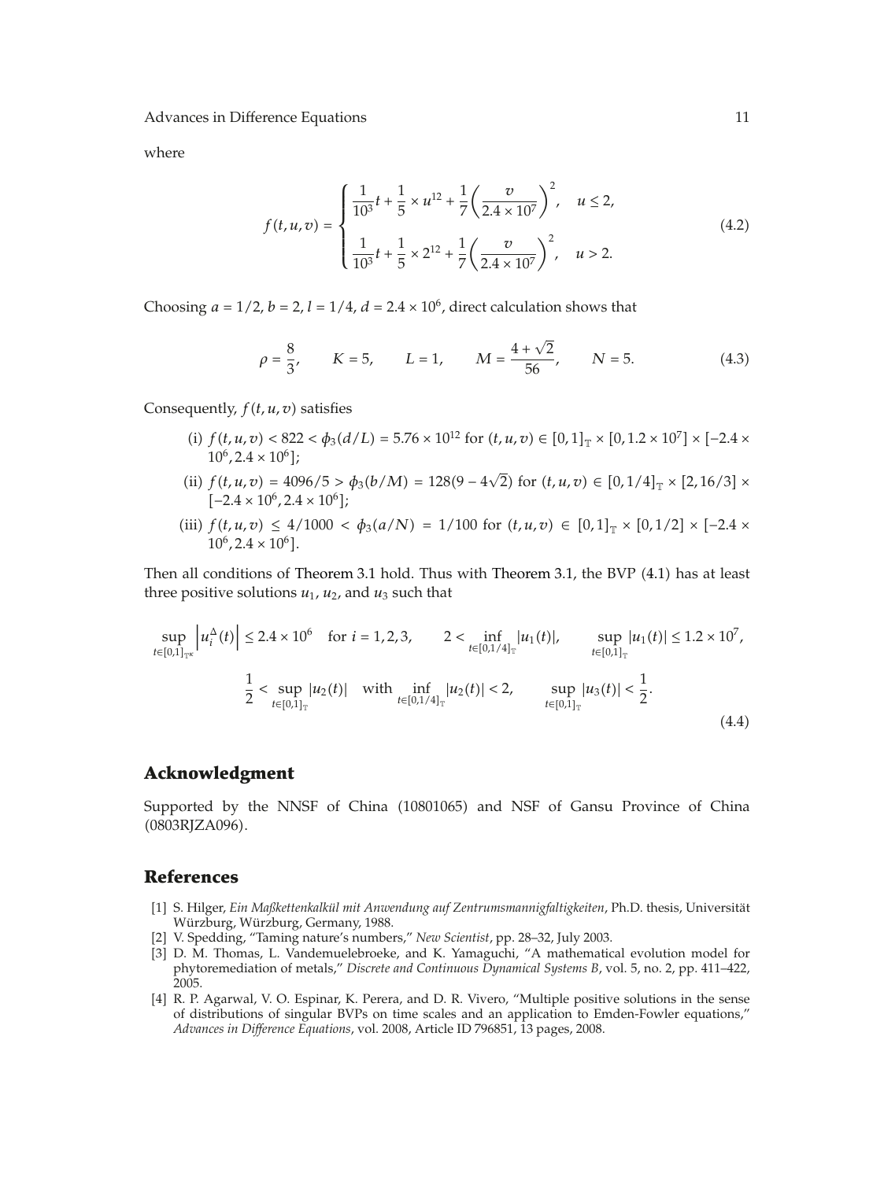where

$$
f(t,u,v)=\begin{cases}\dfrac{1}{10^3}t+\dfrac{1}{5}\times u^{12}+\dfrac{1}{7}\left(\dfrac{v}{2.4\times 10^7}\right)^2, & u\leq 2,\\[2ex] \dfrac{1}{10^3}t+\dfrac{1}{5}\times 2^{12}+\dfrac{1}{7}\left(\dfrac{v}{2.4\times 10^7}\right)^2, & u>2.\end{cases}\tag{4.2}
$$

Choosing $a=1/2$, $b=2$, $l=1/4$, $d=2.4\times 10^6$, direct calculation shows that

$$
\rho=\frac{8}{3},\qquad K=5,\qquad L=1,\qquad M=\frac{4+\sqrt{2}}{56},\qquad N=5.\tag{4.3}
$$

Consequently, $f(t,u,v)$ satisfies

(i) $f(t,u,v)<822<\phi_3(d/L)=5.76\times 10^{12}$ for $(t,u,v)\in[0,1]_{\mathbb{T}}\times[0,1.2\times 10^7]\times[-2.4\times 10^6, 2.4\times 10^6]$;

(ii) $f(t,u,v)=4096/5>\phi_3(b/M)=128(9-4\sqrt{2})$ for $(t,u,v)\in[0,1/4]_{\mathbb{T}}\times[2,16/3]\times[-2.4\times 10^6,2.4\times 10^6]$;

(iii) $f(t,u,v)\leq 4/1000<\phi_3(a/N)=1/100$ for $(t,u,v)\in[0,1]_{\mathbb{T}}\times[0,1/2]\times[-2.4\times 10^6,2.4\times 10^6]$.

Then all conditions of Theorem 3.1 hold. Thus with Theorem 3.1, the BVP (4.1) has at least three positive solutions $u_1$, $u_2$, and $u_3$ such that

$$
\begin{gathered}
\sup_{t\in[0,1]_{\mathbb{T}^\kappa}}\left|u_i^{\Delta}(t)\right|\leq 2.4\times 10^6\quad\text{for } i=1,2,3,\qquad 2<\inf_{t\in[0,1/4]_{\mathbb{T}}}|u_1(t)|,\qquad \sup_{t\in[0,1]_{\mathbb{T}}}|u_1(t)|\leq 1.2\times 10^7,\\
\frac{1}{2}<\sup_{t\in[0,1]_{\mathbb{T}}}|u_2(t)|\quad\text{with}\quad \inf_{t\in[0,1/4]_{\mathbb{T}}}|u_2(t)|<2,\qquad \sup_{t\in[0,1]_{\mathbb{T}}}|u_3(t)|<\frac{1}{2}.
\end{gathered}\tag{4.4}
$$

## Acknowledgment

Supported by the NNSF of China (10801065) and NSF of Gansu Province of China (0803RJZA096).

## References

[1] S. Hilger, *Ein Maßkettenkalkül mit Anwendung auf Zentrumsmannigfaltigkeiten*, Ph.D. thesis, Universität Würzburg, Würzburg, Germany, 1988.

[2] V. Spedding, "Taming nature's numbers," *New Scientist*, pp. 28–32, July 2003.

[3] D. M. Thomas, L. Vandemuelebroeke, and K. Yamaguchi, "A mathematical evolution model for phytoremediation of metals," *Discrete and Continuous Dynamical Systems B*, vol. 5, no. 2, pp. 411–422, 2005.

[4] R. P. Agarwal, V. O. Espinar, K. Perera, and D. R. Vivero, "Multiple positive solutions in the sense of distributions of singular BVPs on time scales and an application to Emden-Fowler equations," *Advances in Difference Equations*, vol. 2008, Article ID 796851, 13 pages, 2008.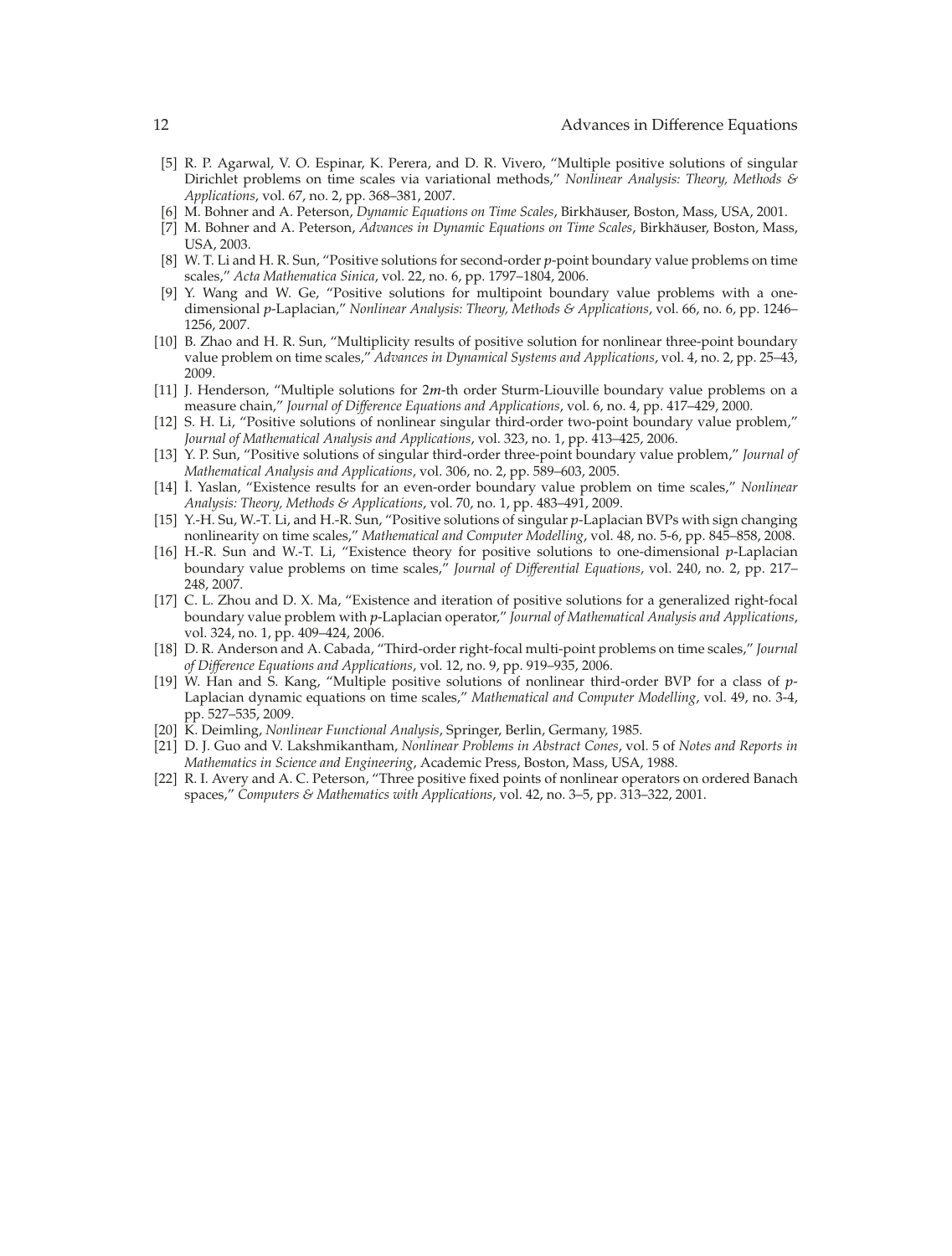[5] R. P. Agarwal, V. O. Espinar, K. Perera, and D. R. Vivero, "Multiple positive solutions of singular Dirichlet problems on time scales via variational methods," *Nonlinear Analysis: Theory, Methods & Applications*, vol. 67, no. 2, pp. 368–381, 2007.

[6] M. Bohner and A. Peterson, *Dynamic Equations on Time Scales*, Birkhäuser, Boston, Mass, USA, 2001.

[7] M. Bohner and A. Peterson, *Advances in Dynamic Equations on Time Scales*, Birkhäuser, Boston, Mass, USA, 2003.

[8] W. T. Li and H. R. Sun, "Positive solutions for second-order $p$-point boundary value problems on time scales," *Acta Mathematica Sinica*, vol. 22, no. 6, pp. 1797–1804, 2006.

[9] Y. Wang and W. Ge, "Positive solutions for multipoint boundary value problems with a one-dimensional $p$-Laplacian," *Nonlinear Analysis: Theory, Methods & Applications*, vol. 66, no. 6, pp. 1246–1256, 2007.

[10] B. Zhao and H. R. Sun, "Multiplicity results of positive solution for nonlinear three-point boundary value problem on time scales," *Advances in Dynamical Systems and Applications*, vol. 4, no. 2, pp. 25–43, 2009.

[11] J. Henderson, "Multiple solutions for $2m$-th order Sturm-Liouville boundary value problems on a measure chain," *Journal of Difference Equations and Applications*, vol. 6, no. 4, pp. 417–429, 2000.

[12] S. H. Li, "Positive solutions of nonlinear singular third-order two-point boundary value problem," *Journal of Mathematical Analysis and Applications*, vol. 323, no. 1, pp. 413–425, 2006.

[13] Y. P. Sun, "Positive solutions of singular third-order three-point boundary value problem," *Journal of Mathematical Analysis and Applications*, vol. 306, no. 2, pp. 589–603, 2005.

[14] İ. Yaslan, "Existence results for an even-order boundary value problem on time scales," *Nonlinear Analysis: Theory, Methods & Applications*, vol. 70, no. 1, pp. 483–491, 2009.

[15] Y.-H. Su, W.-T. Li, and H.-R. Sun, "Positive solutions of singular $p$-Laplacian BVPs with sign changing nonlinearity on time scales," *Mathematical and Computer Modelling*, vol. 48, no. 5-6, pp. 845–858, 2008.

[16] H.-R. Sun and W.-T. Li, "Existence theory for positive solutions to one-dimensional $p$-Laplacian boundary value problems on time scales," *Journal of Differential Equations*, vol. 240, no. 2, pp. 217–248, 2007.

[17] C. L. Zhou and D. X. Ma, "Existence and iteration of positive solutions for a generalized right-focal boundary value problem with $p$-Laplacian operator," *Journal of Mathematical Analysis and Applications*, vol. 324, no. 1, pp. 409–424, 2006.

[18] D. R. Anderson and A. Cabada, "Third-order right-focal multi-point problems on time scales," *Journal of Difference Equations and Applications*, vol. 12, no. 9, pp. 919–935, 2006.

[19] W. Han and S. Kang, "Multiple positive solutions of nonlinear third-order BVP for a class of $p$-Laplacian dynamic equations on time scales," *Mathematical and Computer Modelling*, vol. 49, no. 3-4, pp. 527–535, 2009.

[20] K. Deimling, *Nonlinear Functional Analysis*, Springer, Berlin, Germany, 1985.

[21] D. J. Guo and V. Lakshmikantham, *Nonlinear Problems in Abstract Cones*, vol. 5 of *Notes and Reports in Mathematics in Science and Engineering*, Academic Press, Boston, Mass, USA, 1988.

[22] R. I. Avery and A. C. Peterson, "Three positive fixed points of nonlinear operators on ordered Banach spaces," *Computers & Mathematics with Applications*, vol. 42, no. 3–5, pp. 313–322, 2001.